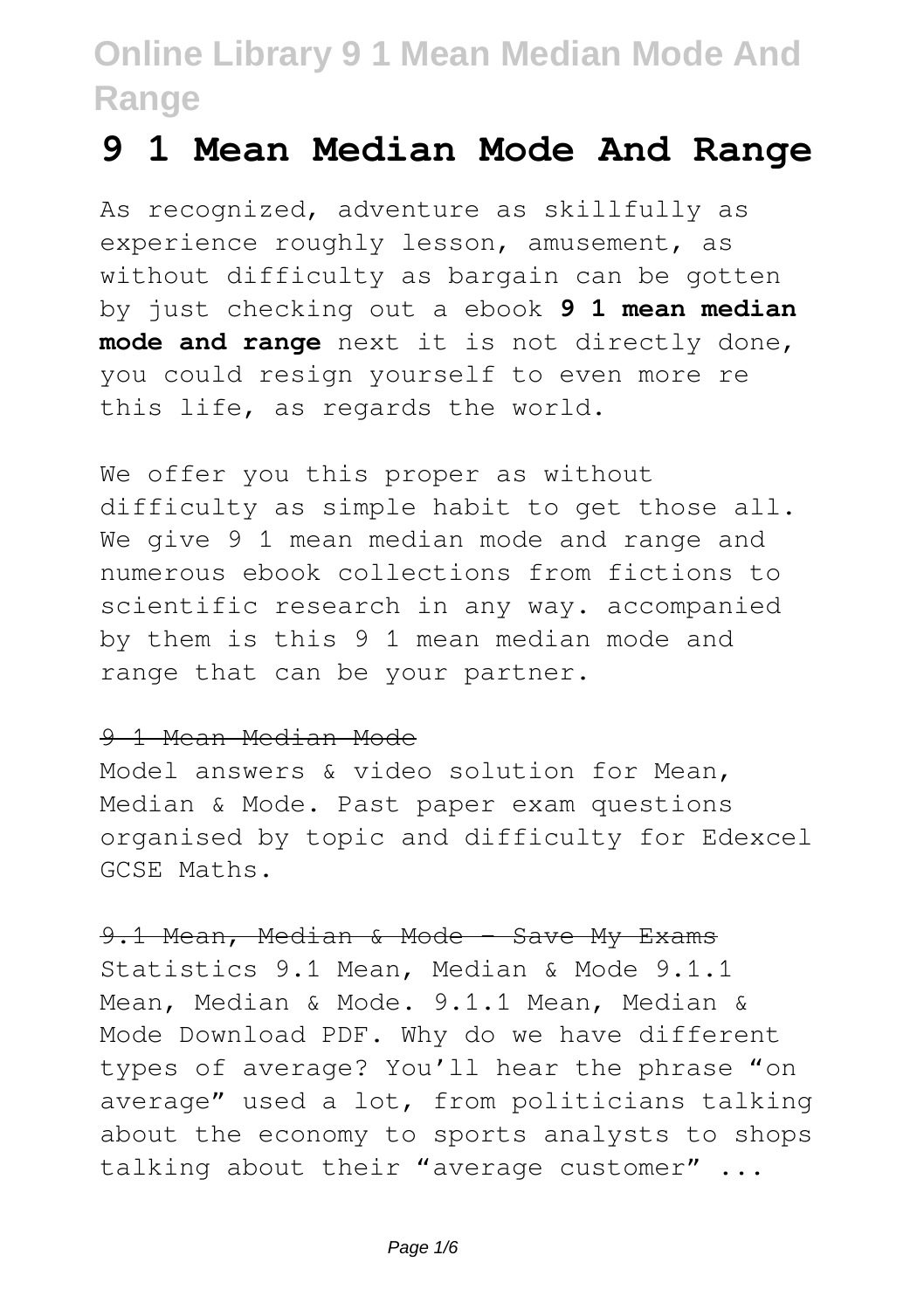# 9 1 Mean Median Mode And Range

As recognized, adventure as skillfully as experience roughly lesson, amusement, as without difficulty as bargain can be gotten by just checking out a ebook **9 1 mean median mode and range** next it is not directly done, you could resign yourself to even more re this life, as regards the world.

We offer you this proper as without difficulty as simple habit to get those all. We give 9 1 mean median mode and range and numerous ebook collections from fictions to scientific research in any way. accompanied by them is this 9 1 mean median mode and range that can be your partner.

~~9 1 Mean Median Mode~~

Model answers & video solution for Mean, Median & Mode. Past paper exam questions organised by topic and difficulty for Edexcel GCSE Maths.

~~9.1 Mean, Median & Mode - Save My Exams~~

Statistics 9.1 Mean, Median & Mode 9.1.1 Mean, Median & Mode. 9.1.1 Mean, Median & Mode Download PDF. Why do we have different types of average? You'll hear the phrase "on average" used a lot, from politicians talking about the economy to sports analysts to shops talking about their "average customer" ...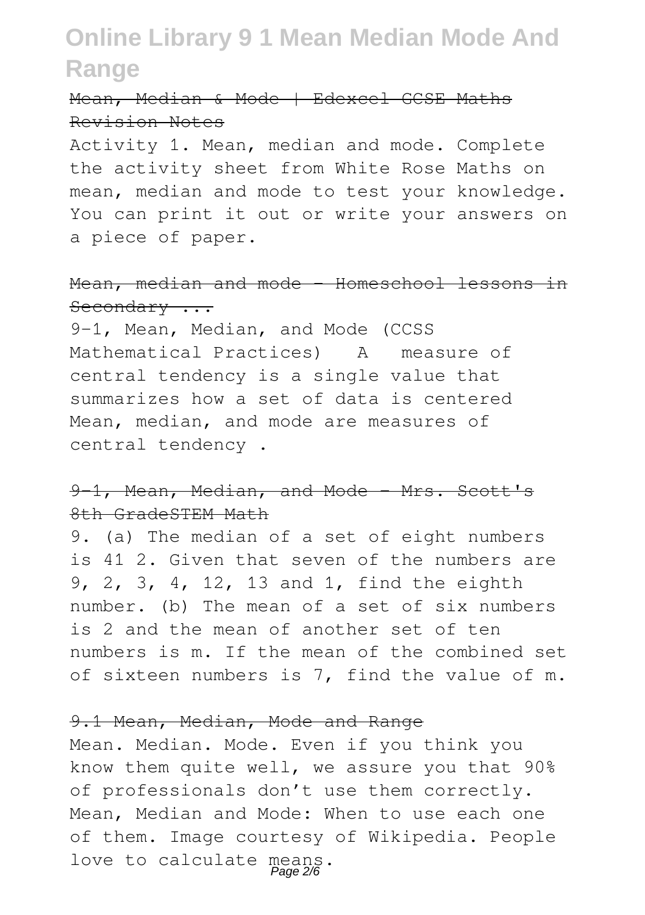Mean, Median & Mode | Edexcel GCSE Maths Revision Notes

Activity 1. Mean, median and mode. Complete the activity sheet from White Rose Maths on mean, median and mode to test your knowledge. You can print it out or write your answers on a piece of paper.

Mean, median and mode - Homeschool lessons in Secondary ...

9-1, Mean, Median, and Mode (CCSS Mathematical Practices) A measure of central tendency is a single value that summarizes how a set of data is centered Mean, median, and mode are measures of central tendency .

9-1, Mean, Median, and Mode - Mrs. Scott's 8th GradeSTEM Math

9. (a) The median of a set of eight numbers is 41 2. Given that seven of the numbers are 9, 2, 3, 4, 12, 13 and 1, find the eighth number. (b) The mean of a set of six numbers is 2 and the mean of another set of ten numbers is m. If the mean of the combined set of sixteen numbers is 7, find the value of m.

9.1 Mean, Median, Mode and Range

Mean. Median. Mode. Even if you think you know them quite well, we assure you that 90% of professionals don't use them correctly. Mean, Median and Mode: When to use each one of them. Image courtesy of Wikipedia. People love to calculate means.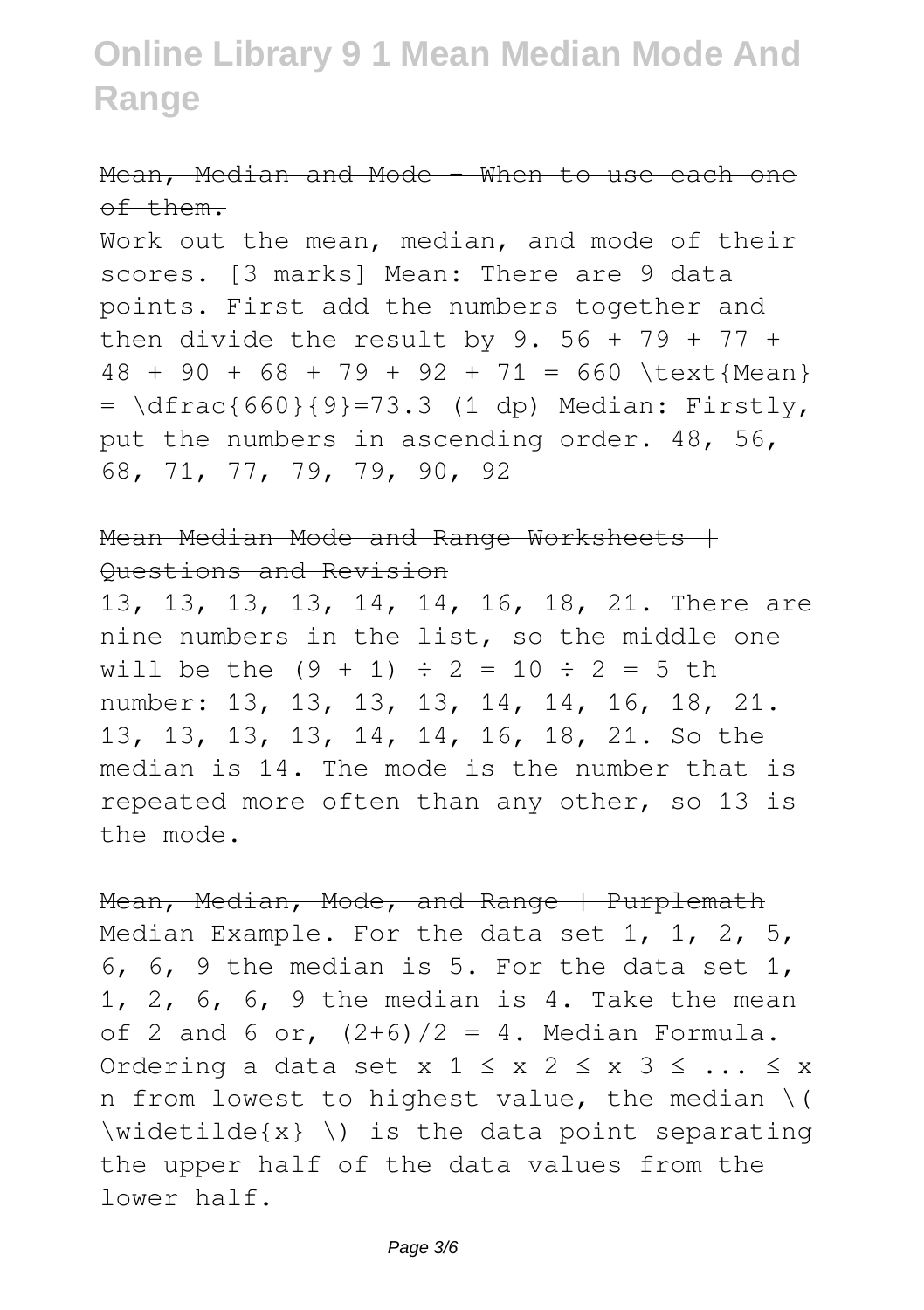Mean, Median and Mode - When to use each one of them.

Work out the mean, median, and mode of their scores. [3 marks] Mean: There are 9 data points. First add the numbers together and then divide the result by 9. 56 + 79 + 77 + 48 + 90 + 68 + 79 + 92 + 71 = 660 $\text{Mean} = \dfrac{660}{9}=73.3$ (1 dp) Median: Firstly, put the numbers in ascending order. 48, 56, 68, 71, 77, 79, 79, 90, 92

Mean Median Mode and Range Worksheets | Questions and Revision

13, 13, 13, 13, 14, 14, 16, 18, 21. There are nine numbers in the list, so the middle one will be the $(9 + 1) \div 2 = 10 \div 2 = 5$ th number: 13, 13, 13, 13, 14, 14, 16, 18, 21. 13, 13, 13, 13, 14, 14, 16, 18, 21. So the median is 14. The mode is the number that is repeated more often than any other, so 13 is the mode.

Mean, Median, Mode, and Range | Purplemath

Median Example. For the data set 1, 1, 2, 5, 6, 6, 9 the median is 5. For the data set 1, 1, 2, 6, 6, 9 the median is 4. Take the mean of 2 and 6 or, $(2+6)/2 = 4$. Median Formula. Ordering a data set $x_1 \leq x_2 \leq x_3 \leq ... \leq x_n$ from lowest to highest value, the median $\widetilde{x}$ is the data point separating the upper half of the data values from the lower half.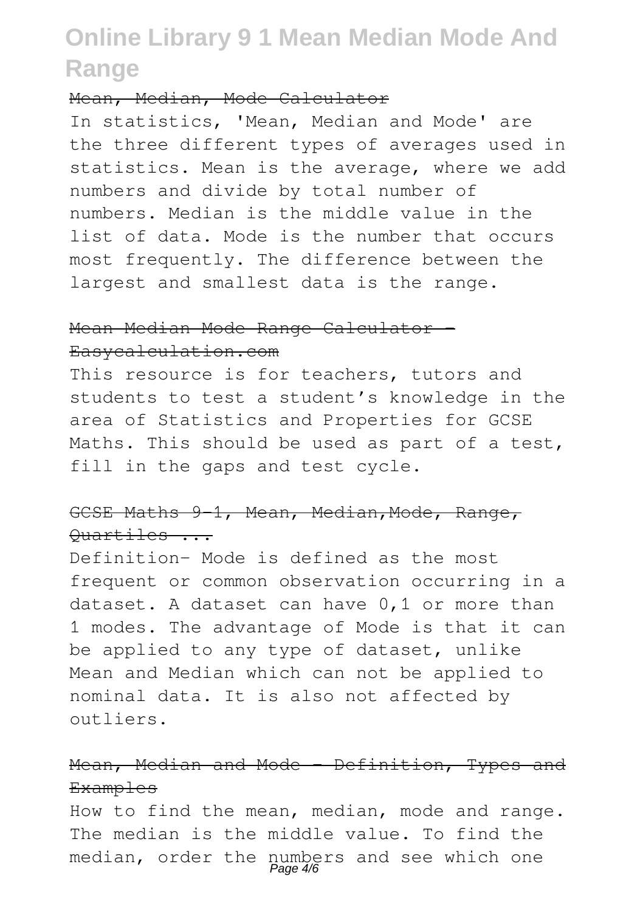Mean, Median, Mode Calculator

In statistics, 'Mean, Median and Mode' are the three different types of averages used in statistics. Mean is the average, where we add numbers and divide by total number of numbers. Median is the middle value in the list of data. Mode is the number that occurs most frequently. The difference between the largest and smallest data is the range.

Mean Median Mode Range Calculator - Easycalculation.com

This resource is for teachers, tutors and students to test a student's knowledge in the area of Statistics and Properties for GCSE Maths. This should be used as part of a test, fill in the gaps and test cycle.

GCSE Maths 9-1, Mean, Median,Mode, Range, Quartiles ...

Definition- Mode is defined as the most frequent or common observation occurring in a dataset. A dataset can have 0,1 or more than 1 modes. The advantage of Mode is that it can be applied to any type of dataset, unlike Mean and Median which can not be applied to nominal data. It is also not affected by outliers.

Mean, Median and Mode - Definition, Types and Examples

How to find the mean, median, mode and range. The median is the middle value. To find the median, order the numbers and see which one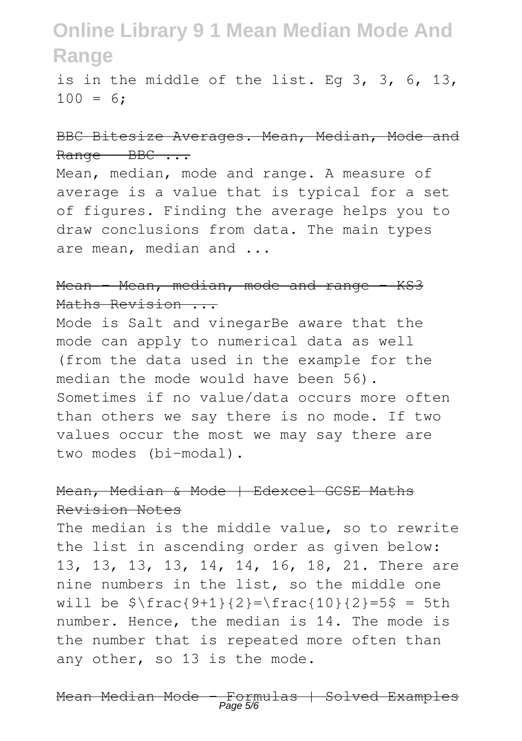is in the middle of the list. Eg 3, 3, 6, 13, 100 = 6;

~~BBC Bitesize Averages. Mean, Median, Mode and Range - BBC ...~~

Mean, median, mode and range. A measure of average is a value that is typical for a set of figures. Finding the average helps you to draw conclusions from data. The main types are mean, median and ...

~~Mean - Mean, median, mode and range - KS3 Maths Revision ...~~

Mode is Salt and vinegarBe aware that the mode can apply to numerical data as well (from the data used in the example for the median the mode would have been 56). Sometimes if no value/data occurs more often than others we say there is no mode. If two values occur the most we may say there are two modes (bi-modal).

~~Mean, Median & Mode | Edexcel GCSE Maths Revision Notes~~

The median is the middle value, so to rewrite the list in ascending order as given below: 13, 13, 13, 13, 14, 14, 16, 18, 21. There are nine numbers in the list, so the middle one will be $\frac{9+1}{2}=\frac{10}{2}=5$ = 5th number. Hence, the median is 14. The mode is the number that is repeated more often than any other, so 13 is the mode.

~~Mean Median Mode - Formulas | Solved Examples~~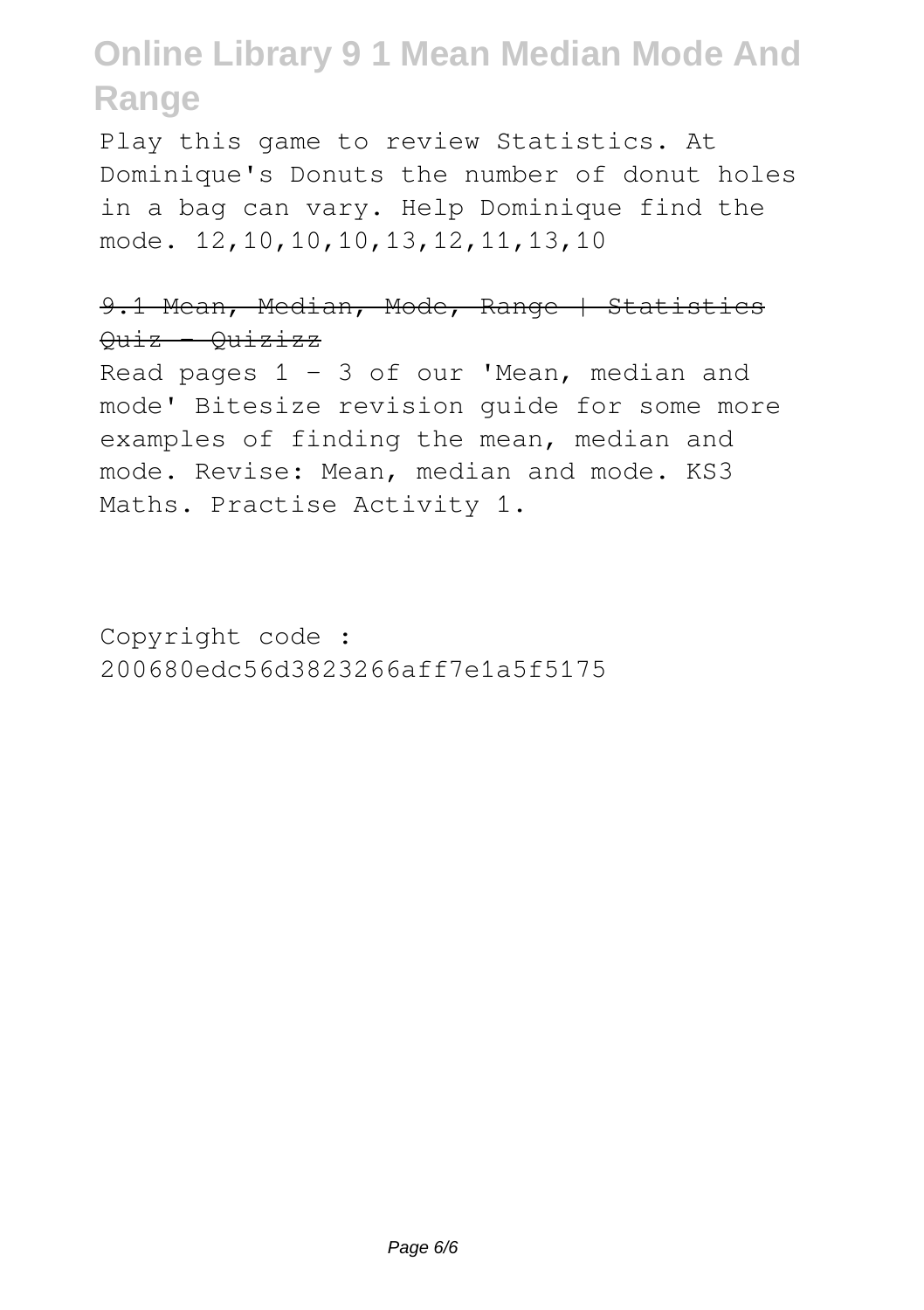Play this game to review Statistics. At Dominique's Donuts the number of donut holes in a bag can vary. Help Dominique find the mode. 12,10,10,10,13,12,11,13,10

~~9.1 Mean, Median, Mode, Range | Statistics Quiz - Quizizz~~

Read pages 1 - 3 of our 'Mean, median and mode' Bitesize revision guide for some more examples of finding the mean, median and mode. Revise: Mean, median and mode. KS3 Maths. Practise Activity 1.

Copyright code : 200680edc56d3823266aff7e1a5f5175